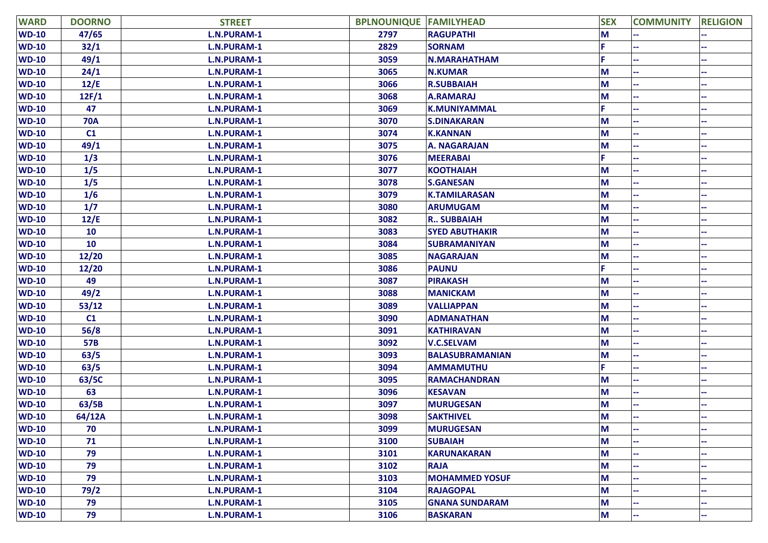| WARD | DOORNO | STREET | BPLNOUNIQUE | FAMILYHEAD | SEX | COMMUNITY | RELIGION |
|---|---|---|---|---|---|---|---|
| WD-10 | 47/65 | L.N.PURAM-1 | 2797 | RAGUPATHI | M | -- | -- |
| WD-10 | 32/1 | L.N.PURAM-1 | 2829 | SORNAM | F | -- | -- |
| WD-10 | 49/1 | L.N.PURAM-1 | 3059 | N.MARAHATHAM | F | -- | -- |
| WD-10 | 24/1 | L.N.PURAM-1 | 3065 | N.KUMAR | M | -- | -- |
| WD-10 | 12/E | L.N.PURAM-1 | 3066 | R.SUBBAIAH | M | -- | -- |
| WD-10 | 12F/1 | L.N.PURAM-1 | 3068 | A.RAMARAJ | M | -- | -- |
| WD-10 | 47 | L.N.PURAM-1 | 3069 | K.MUNIYAMMAL | F | -- | -- |
| WD-10 | 70A | L.N.PURAM-1 | 3070 | S.DINAKARAN | M | -- | -- |
| WD-10 | C1 | L.N.PURAM-1 | 3074 | K.KANNAN | M | -- | -- |
| WD-10 | 49/1 | L.N.PURAM-1 | 3075 | A. NAGARAJAN | M | -- | -- |
| WD-10 | 1/3 | L.N.PURAM-1 | 3076 | MEERABAI | F | -- | -- |
| WD-10 | 1/5 | L.N.PURAM-1 | 3077 | KOOTHAIAH | M | -- | -- |
| WD-10 | 1/5 | L.N.PURAM-1 | 3078 | S.GANESAN | M | -- | -- |
| WD-10 | 1/6 | L.N.PURAM-1 | 3079 | K.TAMILARASAN | M | -- | -- |
| WD-10 | 1/7 | L.N.PURAM-1 | 3080 | ARUMUGAM | M | -- | -- |
| WD-10 | 12/E | L.N.PURAM-1 | 3082 | R.. SUBBAIAH | M | -- | -- |
| WD-10 | 10 | L.N.PURAM-1 | 3083 | SYED ABUTHAKIR | M | -- | -- |
| WD-10 | 10 | L.N.PURAM-1 | 3084 | SUBRAMANIYAN | M | -- | -- |
| WD-10 | 12/20 | L.N.PURAM-1 | 3085 | NAGARAJAN | M | -- | -- |
| WD-10 | 12/20 | L.N.PURAM-1 | 3086 | PAUNU | F | -- | -- |
| WD-10 | 49 | L.N.PURAM-1 | 3087 | PIRAKASH | M | -- | -- |
| WD-10 | 49/2 | L.N.PURAM-1 | 3088 | MANICKAM | M | -- | -- |
| WD-10 | 53/12 | L.N.PURAM-1 | 3089 | VALLIAPPAN | M | -- | -- |
| WD-10 | C1 | L.N.PURAM-1 | 3090 | ADMANATHAN | M | -- | -- |
| WD-10 | 56/8 | L.N.PURAM-1 | 3091 | KATHIRAVAN | M | -- | -- |
| WD-10 | 57B | L.N.PURAM-1 | 3092 | V.C.SELVAM | M | -- | -- |
| WD-10 | 63/5 | L.N.PURAM-1 | 3093 | BALASUBRAMANIAN | M | -- | -- |
| WD-10 | 63/5 | L.N.PURAM-1 | 3094 | AMMAMUTHU | F | -- | -- |
| WD-10 | 63/5C | L.N.PURAM-1 | 3095 | RAMACHANDRAN | M | -- | -- |
| WD-10 | 63 | L.N.PURAM-1 | 3096 | KESAVAN | M | -- | -- |
| WD-10 | 63/5B | L.N.PURAM-1 | 3097 | MURUGESAN | M | -- | -- |
| WD-10 | 64/12A | L.N.PURAM-1 | 3098 | SAKTHIVEL | M | -- | -- |
| WD-10 | 70 | L.N.PURAM-1 | 3099 | MURUGESAN | M | -- | -- |
| WD-10 | 71 | L.N.PURAM-1 | 3100 | SUBAIAH | M | -- | -- |
| WD-10 | 79 | L.N.PURAM-1 | 3101 | KARUNAKARAN | M | -- | -- |
| WD-10 | 79 | L.N.PURAM-1 | 3102 | RAJA | M | -- | -- |
| WD-10 | 79 | L.N.PURAM-1 | 3103 | MOHAMMED YOSUF | M | -- | -- |
| WD-10 | 79/2 | L.N.PURAM-1 | 3104 | RAJAGOPAL | M | -- | -- |
| WD-10 | 79 | L.N.PURAM-1 | 3105 | GNANA SUNDARAM | M | -- | -- |
| WD-10 | 79 | L.N.PURAM-1 | 3106 | BASKARAN | M | -- | -- |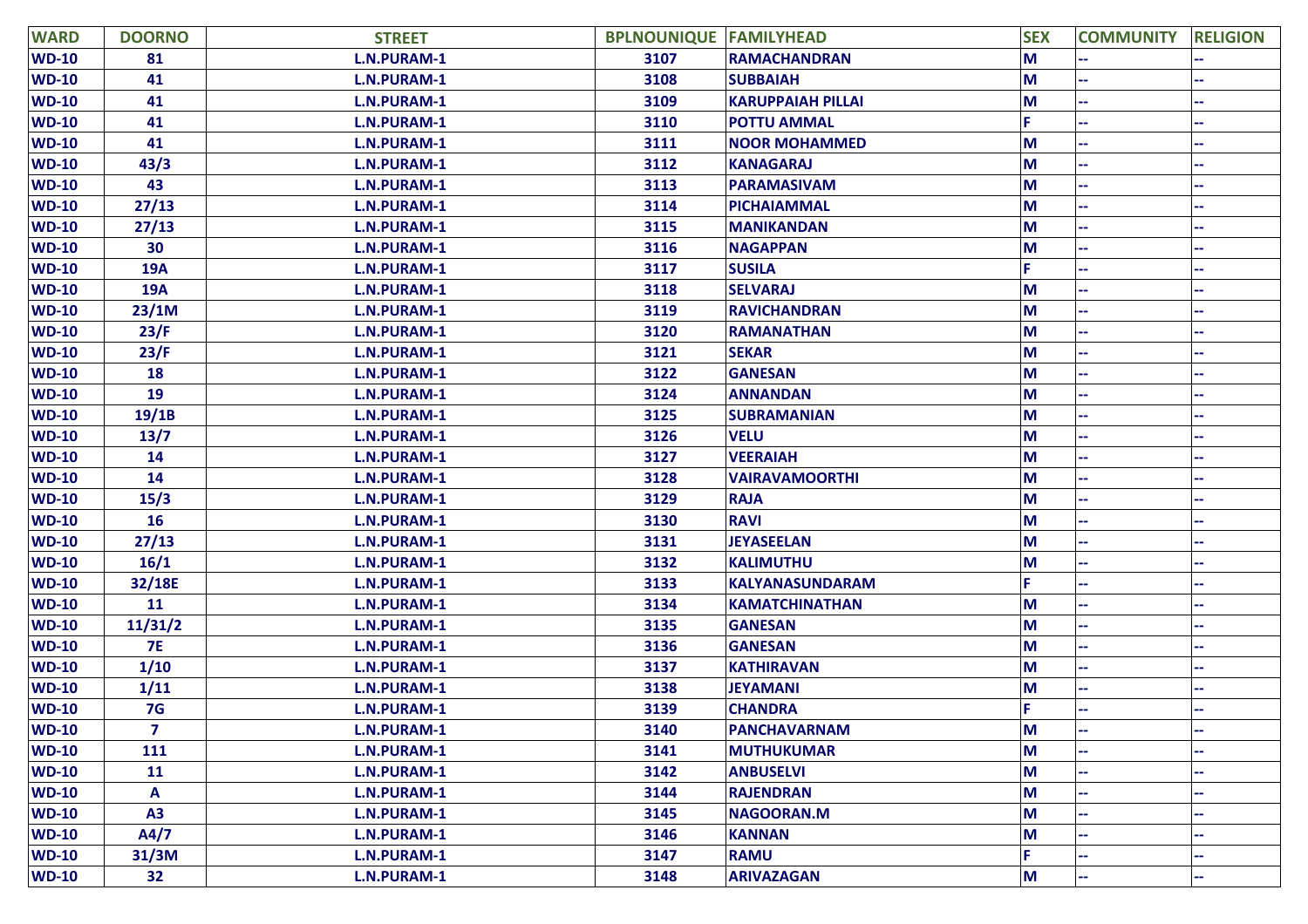| WARD | DOORNO | STREET | BPLNOUNIQUE | FAMILYHEAD | SEX | COMMUNITY | RELIGION |
|---|---|---|---|---|---|---|---|
| WD-10 | 81 | L.N.PURAM-1 | 3107 | RAMACHANDRAN | M | -- | -- |
| WD-10 | 41 | L.N.PURAM-1 | 3108 | SUBBAIAH | M | -- | -- |
| WD-10 | 41 | L.N.PURAM-1 | 3109 | KARUPPAIAH PILLAI | M | -- | -- |
| WD-10 | 41 | L.N.PURAM-1 | 3110 | POTTU AMMAL | F | -- | -- |
| WD-10 | 41 | L.N.PURAM-1 | 3111 | NOOR MOHAMMED | M | -- | -- |
| WD-10 | 43/3 | L.N.PURAM-1 | 3112 | KANAGARAJ | M | -- | -- |
| WD-10 | 43 | L.N.PURAM-1 | 3113 | PARAMASIVAM | M | -- | -- |
| WD-10 | 27/13 | L.N.PURAM-1 | 3114 | PICHAIAMMAL | M | -- | -- |
| WD-10 | 27/13 | L.N.PURAM-1 | 3115 | MANIKANDAN | M | -- | -- |
| WD-10 | 30 | L.N.PURAM-1 | 3116 | NAGAPPAN | M | -- | -- |
| WD-10 | 19A | L.N.PURAM-1 | 3117 | SUSILA | F | -- | -- |
| WD-10 | 19A | L.N.PURAM-1 | 3118 | SELVARAJ | M | -- | -- |
| WD-10 | 23/1M | L.N.PURAM-1 | 3119 | RAVICHANDRAN | M | -- | -- |
| WD-10 | 23/F | L.N.PURAM-1 | 3120 | RAMANATHAN | M | -- | -- |
| WD-10 | 23/F | L.N.PURAM-1 | 3121 | SEKAR | M | -- | -- |
| WD-10 | 18 | L.N.PURAM-1 | 3122 | GANESAN | M | -- | -- |
| WD-10 | 19 | L.N.PURAM-1 | 3124 | ANNANDAN | M | -- | -- |
| WD-10 | 19/1B | L.N.PURAM-1 | 3125 | SUBRAMANIAN | M | -- | -- |
| WD-10 | 13/7 | L.N.PURAM-1 | 3126 | VELU | M | -- | -- |
| WD-10 | 14 | L.N.PURAM-1 | 3127 | VEERAIAH | M | -- | -- |
| WD-10 | 14 | L.N.PURAM-1 | 3128 | VAIRAVAMOORTHI | M | -- | -- |
| WD-10 | 15/3 | L.N.PURAM-1 | 3129 | RAJA | M | -- | -- |
| WD-10 | 16 | L.N.PURAM-1 | 3130 | RAVI | M | -- | -- |
| WD-10 | 27/13 | L.N.PURAM-1 | 3131 | JEYASEELAN | M | -- | -- |
| WD-10 | 16/1 | L.N.PURAM-1 | 3132 | KALIMUTHU | M | -- | -- |
| WD-10 | 32/18E | L.N.PURAM-1 | 3133 | KALYANASUNDARAM | F | -- | -- |
| WD-10 | 11 | L.N.PURAM-1 | 3134 | KAMATCHINATHAN | M | -- | -- |
| WD-10 | 11/31/2 | L.N.PURAM-1 | 3135 | GANESAN | M | -- | -- |
| WD-10 | 7E | L.N.PURAM-1 | 3136 | GANESAN | M | -- | -- |
| WD-10 | 1/10 | L.N.PURAM-1 | 3137 | KATHIRAVAN | M | -- | -- |
| WD-10 | 1/11 | L.N.PURAM-1 | 3138 | JEYAMANI | M | -- | -- |
| WD-10 | 7G | L.N.PURAM-1 | 3139 | CHANDRA | F | -- | -- |
| WD-10 | 7 | L.N.PURAM-1 | 3140 | PANCHAVARNAM | M | -- | -- |
| WD-10 | 111 | L.N.PURAM-1 | 3141 | MUTHUKUMAR | M | -- | -- |
| WD-10 | 11 | L.N.PURAM-1 | 3142 | ANBUSELVI | M | -- | -- |
| WD-10 | A | L.N.PURAM-1 | 3144 | RAJENDRAN | M | -- | -- |
| WD-10 | A3 | L.N.PURAM-1 | 3145 | NAGOORAN.M | M | -- | -- |
| WD-10 | A4/7 | L.N.PURAM-1 | 3146 | KANNAN | M | -- | -- |
| WD-10 | 31/3M | L.N.PURAM-1 | 3147 | RAMU | F | -- | -- |
| WD-10 | 32 | L.N.PURAM-1 | 3148 | ARIVAZAGAN | M | -- | -- |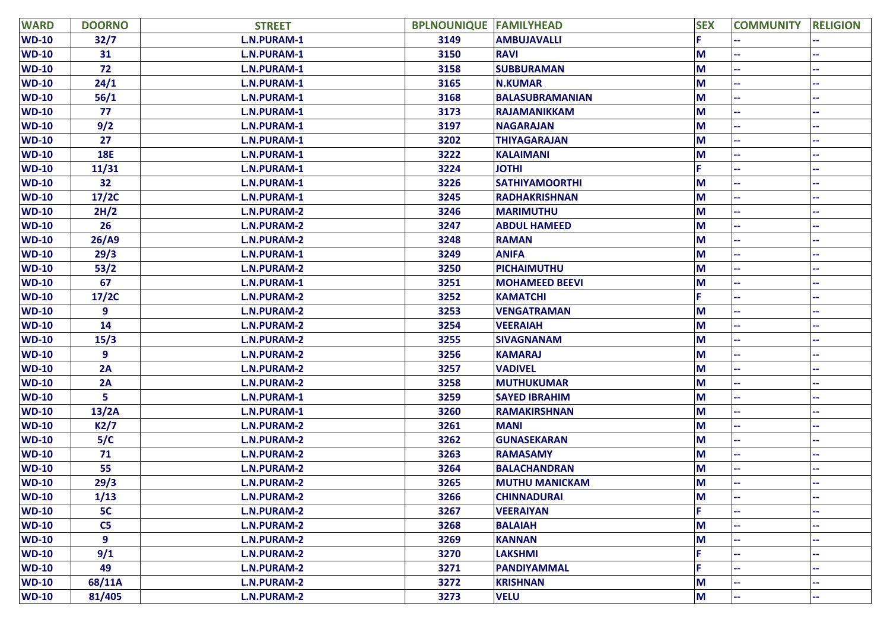| WARD | DOORNO | STREET | BPLNOUNIQUE | FAMILYHEAD | SEX | COMMUNITY | RELIGION |
|---|---|---|---|---|---|---|---|
| WD-10 | 32/7 | L.N.PURAM-1 | 3149 | AMBUJAVALLI | F | -- | -- |
| WD-10 | 31 | L.N.PURAM-1 | 3150 | RAVI | M | -- | -- |
| WD-10 | 72 | L.N.PURAM-1 | 3158 | SUBBURAMAN | M | -- | -- |
| WD-10 | 24/1 | L.N.PURAM-1 | 3165 | N.KUMAR | M | -- | -- |
| WD-10 | 56/1 | L.N.PURAM-1 | 3168 | BALASUBRAMANIAN | M | -- | -- |
| WD-10 | 77 | L.N.PURAM-1 | 3173 | RAJAMANIKKAM | M | -- | -- |
| WD-10 | 9/2 | L.N.PURAM-1 | 3197 | NAGARAJAN | M | -- | -- |
| WD-10 | 27 | L.N.PURAM-1 | 3202 | THIYAGARAJAN | M | -- | -- |
| WD-10 | 18E | L.N.PURAM-1 | 3222 | KALAIMANI | M | -- | -- |
| WD-10 | 11/31 | L.N.PURAM-1 | 3224 | JOTHI | F | -- | -- |
| WD-10 | 32 | L.N.PURAM-1 | 3226 | SATHIYAMOORTHI | M | -- | -- |
| WD-10 | 17/2C | L.N.PURAM-1 | 3245 | RADHAKRISHNAN | M | -- | -- |
| WD-10 | 2H/2 | L.N.PURAM-2 | 3246 | MARIMUTHU | M | -- | -- |
| WD-10 | 26 | L.N.PURAM-2 | 3247 | ABDUL HAMEED | M | -- | -- |
| WD-10 | 26/A9 | L.N.PURAM-2 | 3248 | RAMAN | M | -- | -- |
| WD-10 | 29/3 | L.N.PURAM-1 | 3249 | ANIFA | M | -- | -- |
| WD-10 | 53/2 | L.N.PURAM-2 | 3250 | PICHAIMUTHU | M | -- | -- |
| WD-10 | 67 | L.N.PURAM-1 | 3251 | MOHAMEED BEEVI | M | -- | -- |
| WD-10 | 17/2C | L.N.PURAM-2 | 3252 | KAMATCHI | F | -- | -- |
| WD-10 | 9 | L.N.PURAM-2 | 3253 | VENGATRAMAN | M | -- | -- |
| WD-10 | 14 | L.N.PURAM-2 | 3254 | VEERAIAH | M | -- | -- |
| WD-10 | 15/3 | L.N.PURAM-2 | 3255 | SIVAGNANAM | M | -- | -- |
| WD-10 | 9 | L.N.PURAM-2 | 3256 | KAMARAJ | M | -- | -- |
| WD-10 | 2A | L.N.PURAM-2 | 3257 | VADIVEL | M | -- | -- |
| WD-10 | 2A | L.N.PURAM-2 | 3258 | MUTHUKUMAR | M | -- | -- |
| WD-10 | 5 | L.N.PURAM-1 | 3259 | SAYED IBRAHIM | M | -- | -- |
| WD-10 | 13/2A | L.N.PURAM-1 | 3260 | RAMAKIRSHNAN | M | -- | -- |
| WD-10 | K2/7 | L.N.PURAM-2 | 3261 | MANI | M | -- | -- |
| WD-10 | 5/C | L.N.PURAM-2 | 3262 | GUNASEKARAN | M | -- | -- |
| WD-10 | 71 | L.N.PURAM-2 | 3263 | RAMASAMY | M | -- | -- |
| WD-10 | 55 | L.N.PURAM-2 | 3264 | BALACHANDRAN | M | -- | -- |
| WD-10 | 29/3 | L.N.PURAM-2 | 3265 | MUTHU MANICKAM | M | -- | -- |
| WD-10 | 1/13 | L.N.PURAM-2 | 3266 | CHINNADURAI | M | -- | -- |
| WD-10 | 5C | L.N.PURAM-2 | 3267 | VEERAIYAN | F | -- | -- |
| WD-10 | C5 | L.N.PURAM-2 | 3268 | BALAIAH | M | -- | -- |
| WD-10 | 9 | L.N.PURAM-2 | 3269 | KANNAN | M | -- | -- |
| WD-10 | 9/1 | L.N.PURAM-2 | 3270 | LAKSHMI | F | -- | -- |
| WD-10 | 49 | L.N.PURAM-2 | 3271 | PANDIYAMMAL | F | -- | -- |
| WD-10 | 68/11A | L.N.PURAM-2 | 3272 | KRISHNAN | M | -- | -- |
| WD-10 | 81/405 | L.N.PURAM-2 | 3273 | VELU | M | -- | -- |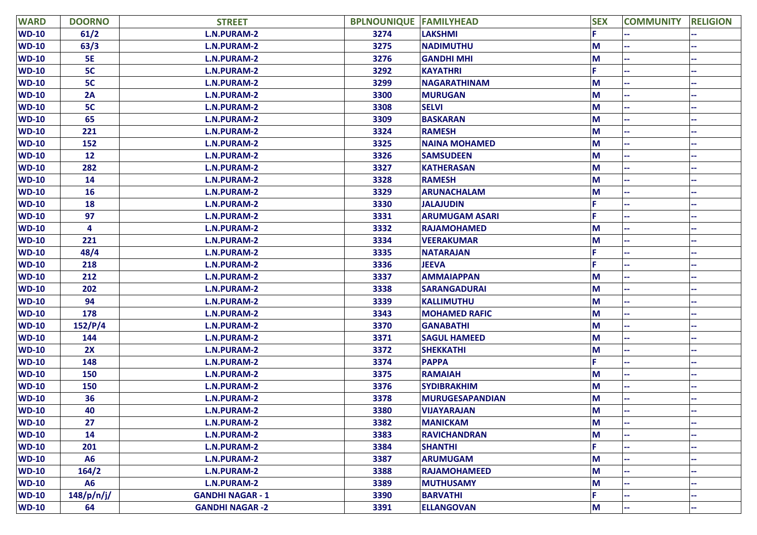| WARD | DOORNO | STREET | BPLNOUNIQUE | FAMILYHEAD | SEX | COMMUNITY | RELIGION |
|---|---|---|---|---|---|---|---|
| WD-10 | 61/2 | L.N.PURAM-2 | 3274 | LAKSHMI | F | -- | -- |
| WD-10 | 63/3 | L.N.PURAM-2 | 3275 | NADIMUTHU | M | -- | -- |
| WD-10 | 5E | L.N.PURAM-2 | 3276 | GANDHI MHI | M | -- | -- |
| WD-10 | 5C | L.N.PURAM-2 | 3292 | KAYATHRI | F | -- | -- |
| WD-10 | 5C | L.N.PURAM-2 | 3299 | NAGARATHINAM | M | -- | -- |
| WD-10 | 2A | L.N.PURAM-2 | 3300 | MURUGAN | M | -- | -- |
| WD-10 | 5C | L.N.PURAM-2 | 3308 | SELVI | M | -- | -- |
| WD-10 | 65 | L.N.PURAM-2 | 3309 | BASKARAN | M | -- | -- |
| WD-10 | 221 | L.N.PURAM-2 | 3324 | RAMESH | M | -- | -- |
| WD-10 | 152 | L.N.PURAM-2 | 3325 | NAINA MOHAMED | M | -- | -- |
| WD-10 | 12 | L.N.PURAM-2 | 3326 | SAMSUDEEN | M | -- | -- |
| WD-10 | 282 | L.N.PURAM-2 | 3327 | KATHERASAN | M | -- | -- |
| WD-10 | 14 | L.N.PURAM-2 | 3328 | RAMESH | M | -- | -- |
| WD-10 | 16 | L.N.PURAM-2 | 3329 | ARUNACHALAM | M | -- | -- |
| WD-10 | 18 | L.N.PURAM-2 | 3330 | JALAJUDIN | F | -- | -- |
| WD-10 | 97 | L.N.PURAM-2 | 3331 | ARUMUGAM ASARI | F | -- | -- |
| WD-10 | 4 | L.N.PURAM-2 | 3332 | RAJAMOHAMED | M | -- | -- |
| WD-10 | 221 | L.N.PURAM-2 | 3334 | VEERAKUMAR | M | -- | -- |
| WD-10 | 48/4 | L.N.PURAM-2 | 3335 | NATARAJAN | F | -- | -- |
| WD-10 | 218 | L.N.PURAM-2 | 3336 | JEEVA | F | -- | -- |
| WD-10 | 212 | L.N.PURAM-2 | 3337 | AMMAIAPPAN | M | -- | -- |
| WD-10 | 202 | L.N.PURAM-2 | 3338 | SARANGADURAI | M | -- | -- |
| WD-10 | 94 | L.N.PURAM-2 | 3339 | KALLIMUTHU | M | -- | -- |
| WD-10 | 178 | L.N.PURAM-2 | 3343 | MOHAMED RAFIC | M | -- | -- |
| WD-10 | 152/P/4 | L.N.PURAM-2 | 3370 | GANABATHI | M | -- | -- |
| WD-10 | 144 | L.N.PURAM-2 | 3371 | SAGUL HAMEED | M | -- | -- |
| WD-10 | 2X | L.N.PURAM-2 | 3372 | SHEKKATHI | M | -- | -- |
| WD-10 | 148 | L.N.PURAM-2 | 3374 | PAPPA | F | -- | -- |
| WD-10 | 150 | L.N.PURAM-2 | 3375 | RAMAIAH | M | -- | -- |
| WD-10 | 150 | L.N.PURAM-2 | 3376 | SYDIBRAKHIM | M | -- | -- |
| WD-10 | 36 | L.N.PURAM-2 | 3378 | MURUGESAPANDIAN | M | -- | -- |
| WD-10 | 40 | L.N.PURAM-2 | 3380 | VIJAYARAJAN | M | -- | -- |
| WD-10 | 27 | L.N.PURAM-2 | 3382 | MANICKAM | M | -- | -- |
| WD-10 | 14 | L.N.PURAM-2 | 3383 | RAVICHANDRAN | M | -- | -- |
| WD-10 | 201 | L.N.PURAM-2 | 3384 | SHANTHI | F | -- | -- |
| WD-10 | A6 | L.N.PURAM-2 | 3387 | ARUMUGAM | M | -- | -- |
| WD-10 | 164/2 | L.N.PURAM-2 | 3388 | RAJAMOHAMEED | M | -- | -- |
| WD-10 | A6 | L.N.PURAM-2 | 3389 | MUTHUSAMY | M | -- | -- |
| WD-10 | 148/p/n/j/ | GANDHI NAGAR - 1 | 3390 | BARVATHI | F | -- | -- |
| WD-10 | 64 | GANDHI NAGAR -2 | 3391 | ELLANGOVAN | M | -- | -- |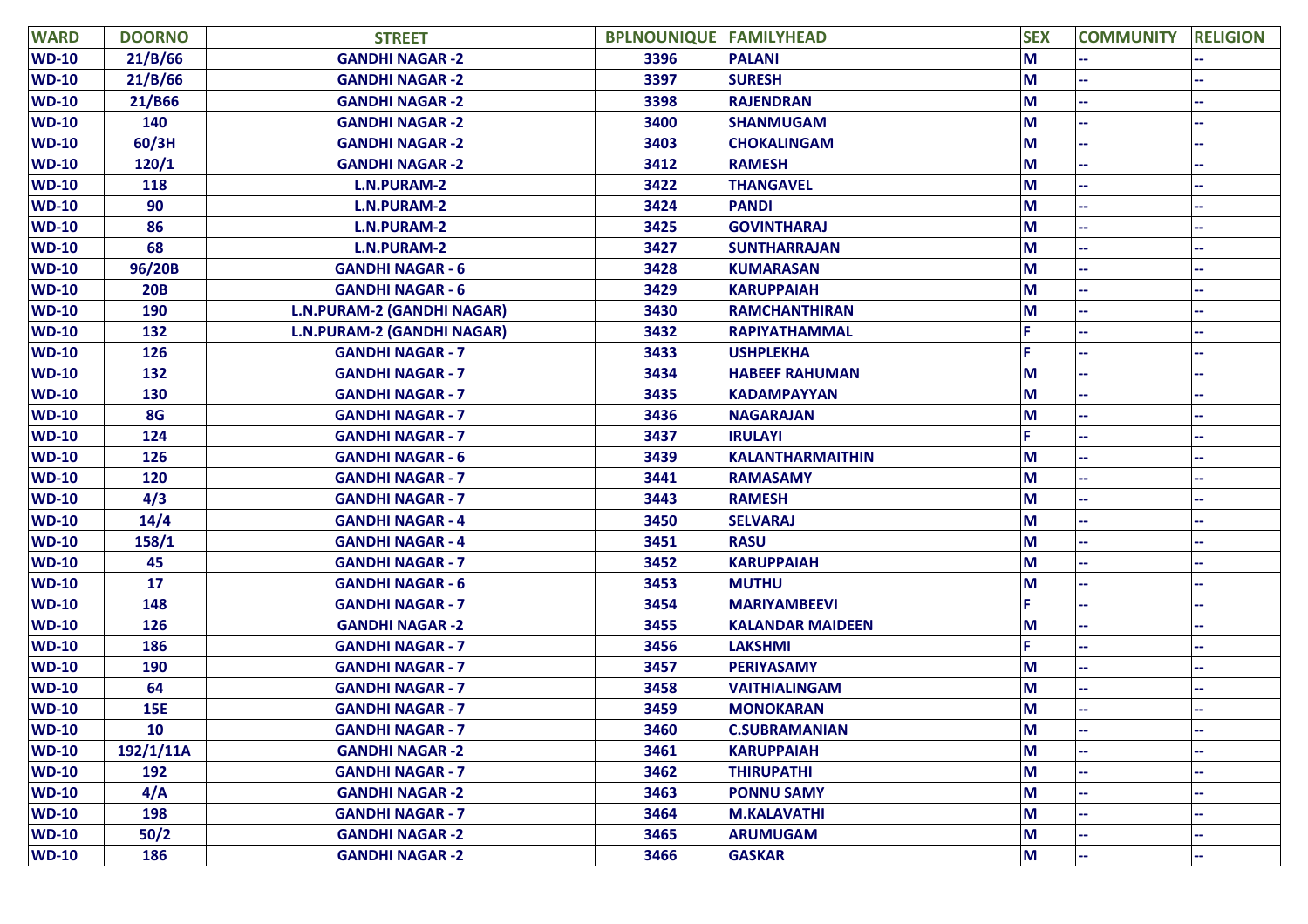| WARD | DOORNO | STREET | BPLNOUNIQUE | FAMILYHEAD | SEX | COMMUNITY | RELIGION |
|---|---|---|---|---|---|---|---|
| WD-10 | 21/B/66 | GANDHI NAGAR -2 | 3396 | PALANI | M | -- | -- |
| WD-10 | 21/B/66 | GANDHI NAGAR -2 | 3397 | SURESH | M | -- | -- |
| WD-10 | 21/B66 | GANDHI NAGAR -2 | 3398 | RAJENDRAN | M | -- | -- |
| WD-10 | 140 | GANDHI NAGAR -2 | 3400 | SHANMUGAM | M | -- | -- |
| WD-10 | 60/3H | GANDHI NAGAR -2 | 3403 | CHOKALINGAM | M | -- | -- |
| WD-10 | 120/1 | GANDHI NAGAR -2 | 3412 | RAMESH | M | -- | -- |
| WD-10 | 118 | L.N.PURAM-2 | 3422 | THANGAVEL | M | -- | -- |
| WD-10 | 90 | L.N.PURAM-2 | 3424 | PANDI | M | -- | -- |
| WD-10 | 86 | L.N.PURAM-2 | 3425 | GOVINTHARAJ | M | -- | -- |
| WD-10 | 68 | L.N.PURAM-2 | 3427 | SUNTHARRAJAN | M | -- | -- |
| WD-10 | 96/20B | GANDHI NAGAR - 6 | 3428 | KUMARASAN | M | -- | -- |
| WD-10 | 20B | GANDHI NAGAR - 6 | 3429 | KARUPPAIAH | M | -- | -- |
| WD-10 | 190 | L.N.PURAM-2 (GANDHI NAGAR) | 3430 | RAMCHANTHIRAN | M | -- | -- |
| WD-10 | 132 | L.N.PURAM-2 (GANDHI NAGAR) | 3432 | RAPIYATHAMMAL | F | -- | -- |
| WD-10 | 126 | GANDHI NAGAR - 7 | 3433 | USHPLEKHA | F | -- | -- |
| WD-10 | 132 | GANDHI NAGAR - 7 | 3434 | HABEEF RAHUMAN | M | -- | -- |
| WD-10 | 130 | GANDHI NAGAR - 7 | 3435 | KADAMPAYYAN | M | -- | -- |
| WD-10 | 8G | GANDHI NAGAR - 7 | 3436 | NAGARAJAN | M | -- | -- |
| WD-10 | 124 | GANDHI NAGAR - 7 | 3437 | IRULAYI | F | -- | -- |
| WD-10 | 126 | GANDHI NAGAR - 6 | 3439 | KALANTHARMAITHIN | M | -- | -- |
| WD-10 | 120 | GANDHI NAGAR - 7 | 3441 | RAMASAMY | M | -- | -- |
| WD-10 | 4/3 | GANDHI NAGAR - 7 | 3443 | RAMESH | M | -- | -- |
| WD-10 | 14/4 | GANDHI NAGAR - 4 | 3450 | SELVARAJ | M | -- | -- |
| WD-10 | 158/1 | GANDHI NAGAR - 4 | 3451 | RASU | M | -- | -- |
| WD-10 | 45 | GANDHI NAGAR - 7 | 3452 | KARUPPAIAH | M | -- | -- |
| WD-10 | 17 | GANDHI NAGAR - 6 | 3453 | MUTHU | M | -- | -- |
| WD-10 | 148 | GANDHI NAGAR - 7 | 3454 | MARIYAMBEEVI | F | -- | -- |
| WD-10 | 126 | GANDHI NAGAR -2 | 3455 | KALANDAR MAIDEEN | M | -- | -- |
| WD-10 | 186 | GANDHI NAGAR - 7 | 3456 | LAKSHMI | F | -- | -- |
| WD-10 | 190 | GANDHI NAGAR - 7 | 3457 | PERIYASAMY | M | -- | -- |
| WD-10 | 64 | GANDHI NAGAR - 7 | 3458 | VAITHIALINGAM | M | -- | -- |
| WD-10 | 15E | GANDHI NAGAR - 7 | 3459 | MONOKARAN | M | -- | -- |
| WD-10 | 10 | GANDHI NAGAR - 7 | 3460 | C.SUBRAMANIAN | M | -- | -- |
| WD-10 | 192/1/11A | GANDHI NAGAR -2 | 3461 | KARUPPAIAH | M | -- | -- |
| WD-10 | 192 | GANDHI NAGAR - 7 | 3462 | THIRUPATHI | M | -- | -- |
| WD-10 | 4/A | GANDHI NAGAR -2 | 3463 | PONNU SAMY | M | -- | -- |
| WD-10 | 198 | GANDHI NAGAR - 7 | 3464 | M.KALAVATHI | M | -- | -- |
| WD-10 | 50/2 | GANDHI NAGAR -2 | 3465 | ARUMUGAM | M | -- | -- |
| WD-10 | 186 | GANDHI NAGAR -2 | 3466 | GASKAR | M | -- | -- |